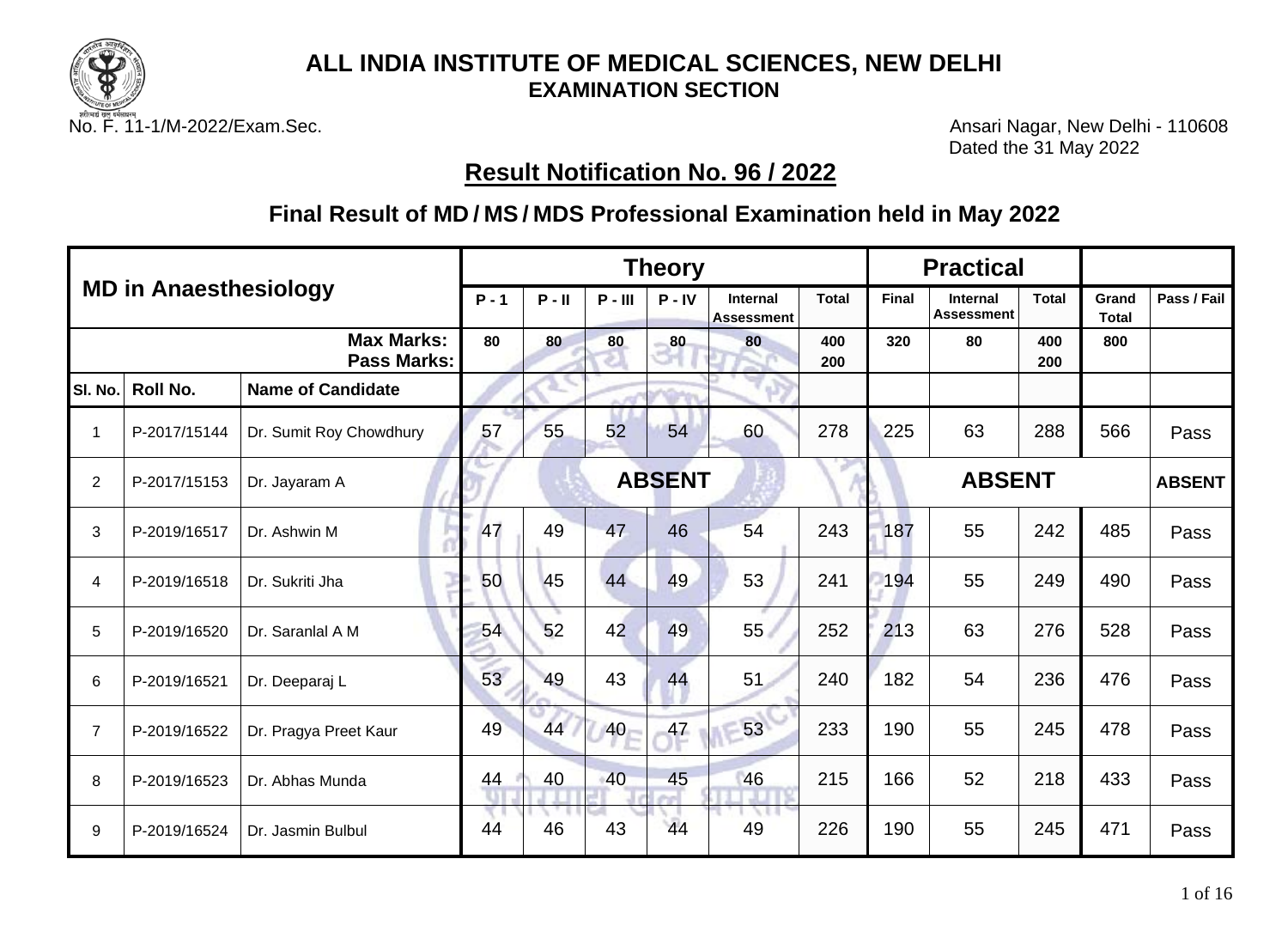# ALL INDIA INSTITUTE OF MEDICAL SCIENCES, NEW DELHI

## EXAMINATION SECTION

No. F. 11-1/M-2022/Exam.Sec.

Ansari Nagar, New Delhi - 110608
Dated the 31 May 2022

## Result Notification No. 96 / 2022

## Final Result of MD / MS / MDS Professional Examination held in May 2022

| MD in Anaesthesiology | | | Theory | | | | | | Practical | | | | |
|---|---|---|---|---|---|---|---|---|---|---|---|---|---|
| | | | P - 1 | P - II | P - III | P - IV | Internal Assessment | Total | Final | Internal Assessment | Total | Grand Total | Pass / Fail |
| | | Max Marks: / Pass Marks: | 80 | 80 | 80 | 80 | 80 | 400 / 200 | 320 | 80 | 400 / 200 | 800 | |
| Sl. No. | Roll No. | Name of Candidate | | | | | | | | | | | |
| 1 | P-2017/15144 | Dr. Sumit Roy Chowdhury | 57 | 55 | 52 | 54 | 60 | 278 | 225 | 63 | 288 | 566 | Pass |
| 2 | P-2017/15153 | Dr. Jayaram A | ABSENT | | | | | | ABSENT | | | | ABSENT |
| 3 | P-2019/16517 | Dr. Ashwin M | 47 | 49 | 47 | 46 | 54 | 243 | 187 | 55 | 242 | 485 | Pass |
| 4 | P-2019/16518 | Dr. Sukriti Jha | 50 | 45 | 44 | 49 | 53 | 241 | 194 | 55 | 249 | 490 | Pass |
| 5 | P-2019/16520 | Dr. Saranlal A M | 54 | 52 | 42 | 49 | 55 | 252 | 213 | 63 | 276 | 528 | Pass |
| 6 | P-2019/16521 | Dr. Deeparaj L | 53 | 49 | 43 | 44 | 51 | 240 | 182 | 54 | 236 | 476 | Pass |
| 7 | P-2019/16522 | Dr. Pragya Preet Kaur | 49 | 44 | 40 | 47 | 53 | 233 | 190 | 55 | 245 | 478 | Pass |
| 8 | P-2019/16523 | Dr. Abhas Munda | 44 | 40 | 40 | 45 | 46 | 215 | 166 | 52 | 218 | 433 | Pass |
| 9 | P-2019/16524 | Dr. Jasmin Bulbul | 44 | 46 | 43 | 44 | 49 | 226 | 190 | 55 | 245 | 471 | Pass |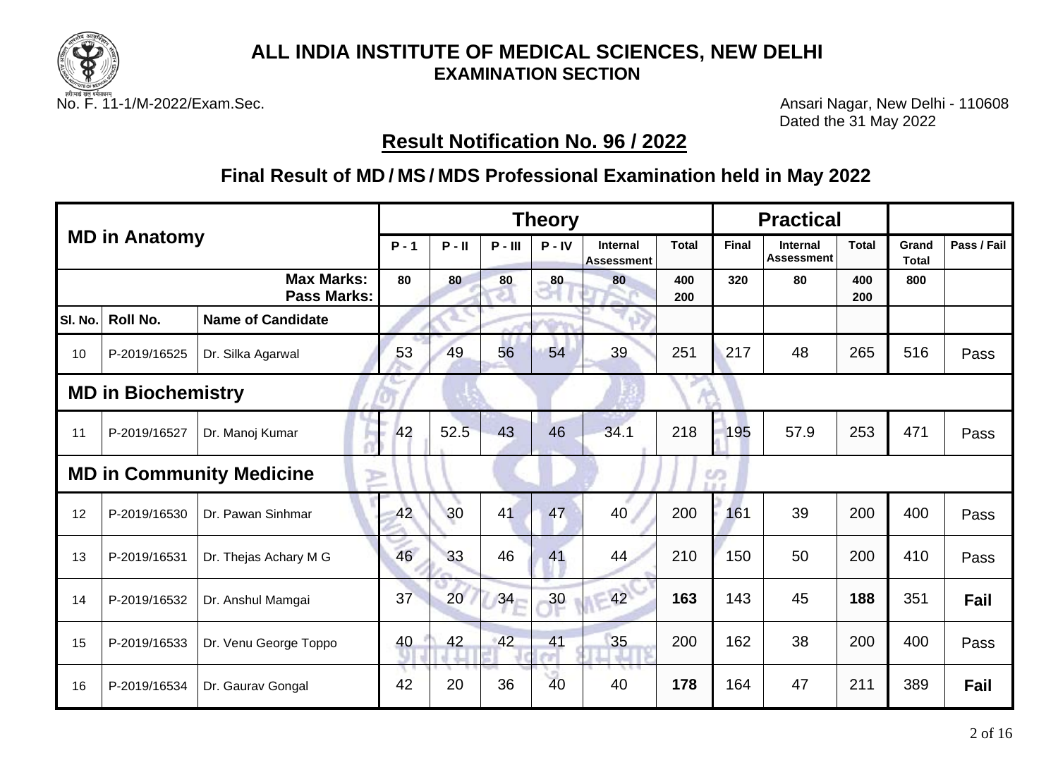# ALL INDIA INSTITUTE OF MEDICAL SCIENCES, NEW DELHI

## EXAMINATION SECTION

No. F. 11-1/M-2022/Exam.Sec.

Ansari Nagar, New Delhi - 110608
Dated the 31 May 2022

## Result Notification No. 96 / 2022

### Final Result of MD / MS / MDS Professional Examination held in May 2022

| MD in Anatomy | | | Theory | | | | | | Practical | | | | |
|---|---|---|---|---|---|---|---|---|---|---|---|---|---|
| | | | P - 1 | P - II | P - III | P - IV | Internal Assessment | Total | Final | Internal Assessment | Total | Grand Total | Pass / Fail |
| | | Max Marks: Pass Marks: | 80 | 80 | 80 | 80 | 80 | 400 200 | 320 | 80 | 400 200 | 800 | |
| Sl. No. | Roll No. | Name of Candidate | | | | | | | | | | | |
| 10 | P-2019/16525 | Dr. Silka Agarwal | 53 | 49 | 56 | 54 | 39 | 251 | 217 | 48 | 265 | 516 | Pass |
| **MD in Biochemistry** | | | | | | | | | | | | | |
| 11 | P-2019/16527 | Dr. Manoj Kumar | 42 | 52.5 | 43 | 46 | 34.1 | 218 | 195 | 57.9 | 253 | 471 | Pass |
| **MD in Community Medicine** | | | | | | | | | | | | | |
| 12 | P-2019/16530 | Dr. Pawan Sinhmar | 42 | 30 | 41 | 47 | 40 | 200 | 161 | 39 | 200 | 400 | Pass |
| 13 | P-2019/16531 | Dr. Thejas Achary M G | 46 | 33 | 46 | 41 | 44 | 210 | 150 | 50 | 200 | 410 | Pass |
| 14 | P-2019/16532 | Dr. Anshul Mamgai | 37 | 20 | 34 | 30 | 42 | **163** | 143 | 45 | **188** | 351 | **Fail** |
| 15 | P-2019/16533 | Dr. Venu George Toppo | 40 | 42 | 42 | 41 | 35 | 200 | 162 | 38 | 200 | 400 | Pass |
| 16 | P-2019/16534 | Dr. Gaurav Gongal | 42 | 20 | 36 | 40 | 40 | **178** | 164 | 47 | 211 | 389 | **Fail** |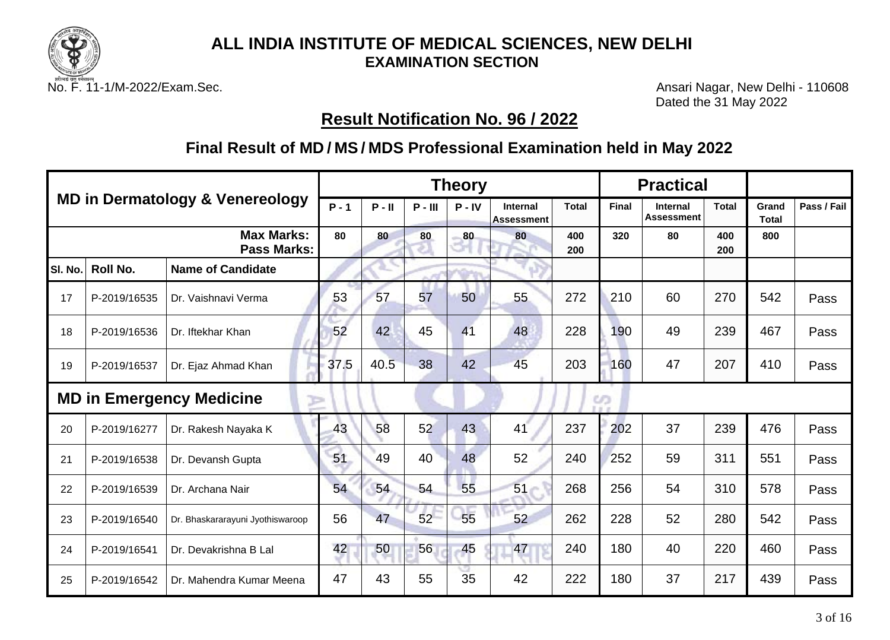# ALL INDIA INSTITUTE OF MEDICAL SCIENCES, NEW DELHI

## EXAMINATION SECTION

No. F. 11-1/M-2022/Exam.Sec.

Ansari Nagar, New Delhi - 110608
Dated the 31 May 2022

## Result Notification No. 96 / 2022

### Final Result of MD / MS / MDS Professional Examination held in May 2022

| MD in Dermatology & Venereology | | | Theory | | | | | | Practical | | | | |
|---|---|---|---|---|---|---|---|---|---|---|---|---|---|
| | | | P - 1 | P - II | P - III | P - IV | Internal Assessment | Total | Final | Internal Assessment | Total | Grand Total | Pass / Fail |
| | | Max Marks: / Pass Marks: | 80 | 80 | 80 | 80 | 80 | 400 / 200 | 320 | 80 | 400 / 200 | 800 | |
| Sl. No. | Roll No. | Name of Candidate | | | | | | | | | | | |
| 17 | P-2019/16535 | Dr. Vaishnavi Verma | 53 | 57 | 57 | 50 | 55 | 272 | 210 | 60 | 270 | 542 | Pass |
| 18 | P-2019/16536 | Dr. Iftekhar Khan | 52 | 42 | 45 | 41 | 48 | 228 | 190 | 49 | 239 | 467 | Pass |
| 19 | P-2019/16537 | Dr. Ejaz Ahmad Khan | 37.5 | 40.5 | 38 | 42 | 45 | 203 | 160 | 47 | 207 | 410 | Pass |
| **MD in Emergency Medicine** | | | | | | | | | | | | | |
| 20 | P-2019/16277 | Dr. Rakesh Nayaka K | 43 | 58 | 52 | 43 | 41 | 237 | 202 | 37 | 239 | 476 | Pass |
| 21 | P-2019/16538 | Dr. Devansh Gupta | 51 | 49 | 40 | 48 | 52 | 240 | 252 | 59 | 311 | 551 | Pass |
| 22 | P-2019/16539 | Dr. Archana Nair | 54 | 54 | 54 | 55 | 51 | 268 | 256 | 54 | 310 | 578 | Pass |
| 23 | P-2019/16540 | Dr. Bhaskararayuni Jyothiswaroop | 56 | 47 | 52 | 55 | 52 | 262 | 228 | 52 | 280 | 542 | Pass |
| 24 | P-2019/16541 | Dr. Devakrishna B Lal | 42 | 50 | 56 | 45 | 47 | 240 | 180 | 40 | 220 | 460 | Pass |
| 25 | P-2019/16542 | Dr. Mahendra Kumar Meena | 47 | 43 | 55 | 35 | 42 | 222 | 180 | 37 | 217 | 439 | Pass |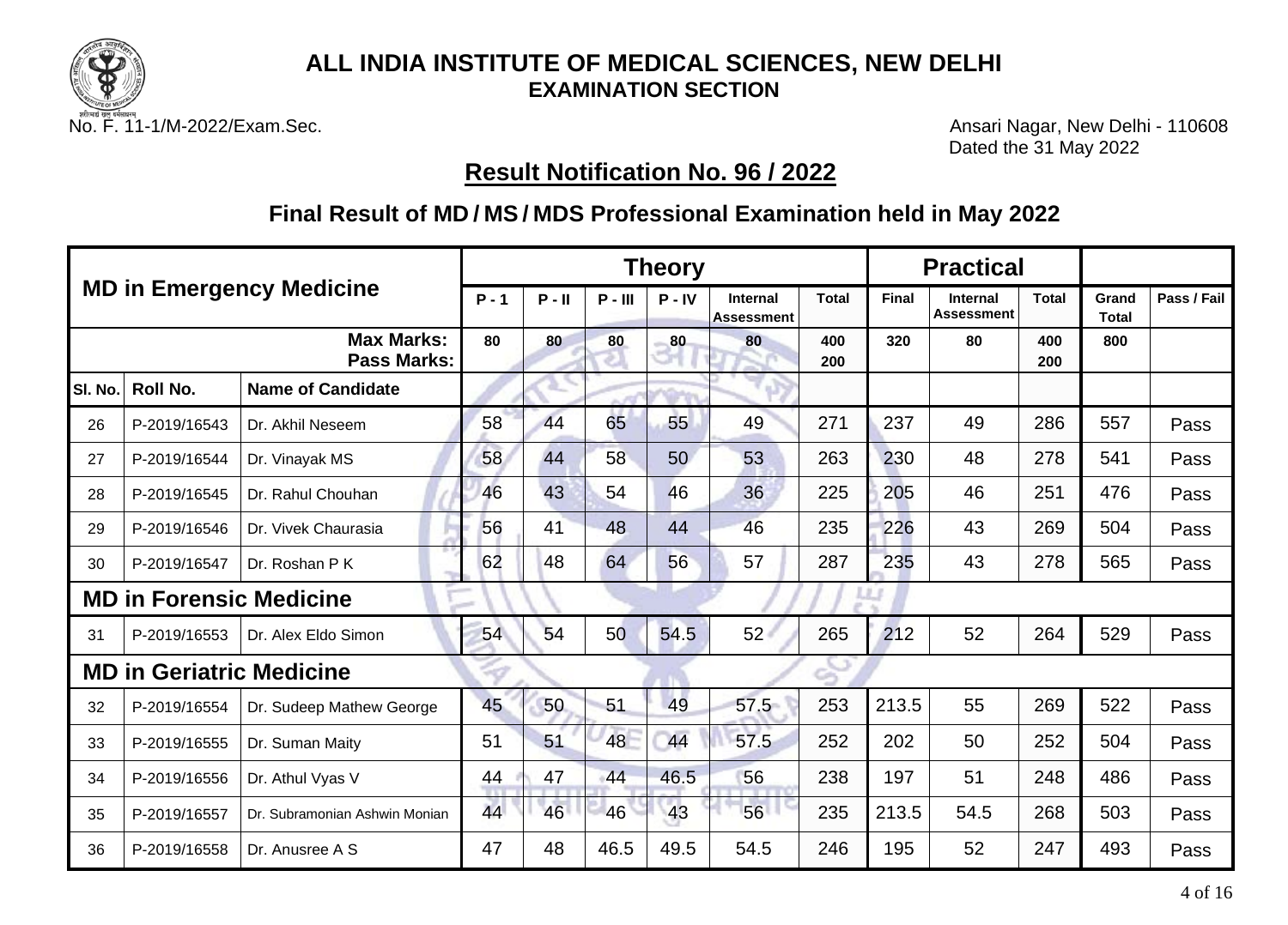# ALL INDIA INSTITUTE OF MEDICAL SCIENCES, NEW DELHI

## EXAMINATION SECTION

No. F. 11-1/M-2022/Exam.Sec.

Ansari Nagar, New Delhi - 110608
Dated the 31 May 2022

## Result Notification No. 96 / 2022

### Final Result of MD / MS / MDS Professional Examination held in May 2022

| MD in Emergency Medicine | | | Theory | | | | | | Practical | | | | |
|---|---|---|---|---|---|---|---|---|---|---|---|---|---|
| | | | P - 1 | P - II | P - III | P - IV | Internal Assessment | Total | Final | Internal Assessment | Total | Grand Total | Pass / Fail |
| | | Max Marks: / Pass Marks: | 80 | 80 | 80 | 80 | 80 | 400 / 200 | 320 | 80 | 400 / 200 | 800 | |
| Sl. No. | Roll No. | Name of Candidate | | | | | | | | | | | |
| 26 | P-2019/16543 | Dr. Akhil Neseem | 58 | 44 | 65 | 55 | 49 | 271 | 237 | 49 | 286 | 557 | Pass |
| 27 | P-2019/16544 | Dr. Vinayak MS | 58 | 44 | 58 | 50 | 53 | 263 | 230 | 48 | 278 | 541 | Pass |
| 28 | P-2019/16545 | Dr. Rahul Chouhan | 46 | 43 | 54 | 46 | 36 | 225 | 205 | 46 | 251 | 476 | Pass |
| 29 | P-2019/16546 | Dr. Vivek Chaurasia | 56 | 41 | 48 | 44 | 46 | 235 | 226 | 43 | 269 | 504 | Pass |
| 30 | P-2019/16547 | Dr. Roshan P K | 62 | 48 | 64 | 56 | 57 | 287 | 235 | 43 | 278 | 565 | Pass |
| **MD in Forensic Medicine** | | | | | | | | | | | | | |
| 31 | P-2019/16553 | Dr. Alex Eldo Simon | 54 | 54 | 50 | 54.5 | 52 | 265 | 212 | 52 | 264 | 529 | Pass |
| **MD in Geriatric Medicine** | | | | | | | | | | | | | |
| 32 | P-2019/16554 | Dr. Sudeep Mathew George | 45 | 50 | 51 | 49 | 57.5 | 253 | 213.5 | 55 | 269 | 522 | Pass |
| 33 | P-2019/16555 | Dr. Suman Maity | 51 | 51 | 48 | 44 | 57.5 | 252 | 202 | 50 | 252 | 504 | Pass |
| 34 | P-2019/16556 | Dr. Athul Vyas V | 44 | 47 | 44 | 46.5 | 56 | 238 | 197 | 51 | 248 | 486 | Pass |
| 35 | P-2019/16557 | Dr. Subramonian Ashwin Monian | 44 | 46 | 46 | 43 | 56 | 235 | 213.5 | 54.5 | 268 | 503 | Pass |
| 36 | P-2019/16558 | Dr. Anusree A S | 47 | 48 | 46.5 | 49.5 | 54.5 | 246 | 195 | 52 | 247 | 493 | Pass |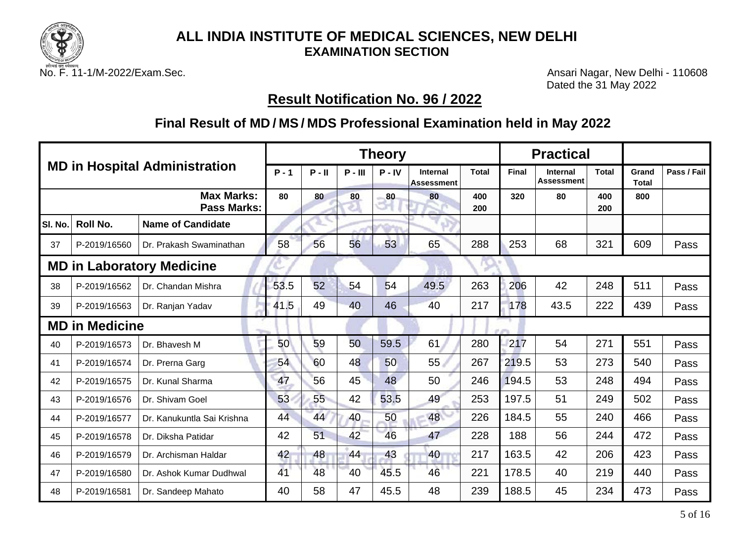# ALL INDIA INSTITUTE OF MEDICAL SCIENCES, NEW DELHI

## EXAMINATION SECTION

No. F. 11-1/M-2022/Exam.Sec.

Ansari Nagar, New Delhi - 110608
Dated the 31 May 2022

## Result Notification No. 96 / 2022

### Final Result of MD / MS / MDS Professional Examination held in May 2022

| MD in Hospital Administration | | | Theory | | | | | | Practical | | | | |
|---|---|---|---|---|---|---|---|---|---|---|---|---|---|
| | | | P - 1 | P - II | P - III | P - IV | Internal Assessment | Total | Final | Internal Assessment | Total | Grand Total | Pass / Fail |
| | | Max Marks: / Pass Marks: | 80 | 80 | 80 | 80 | 80 | 400 / 200 | 320 | 80 | 400 / 200 | 800 | |
| Sl. No. | Roll No. | Name of Candidate | | | | | | | | | | | |
| 37 | P-2019/16560 | Dr. Prakash Swaminathan | 58 | 56 | 56 | 53 | 65 | 288 | 253 | 68 | 321 | 609 | Pass |
| **MD in Laboratory Medicine** | | | | | | | | | | | | | |
| 38 | P-2019/16562 | Dr. Chandan Mishra | 53.5 | 52 | 54 | 54 | 49.5 | 263 | 206 | 42 | 248 | 511 | Pass |
| 39 | P-2019/16563 | Dr. Ranjan Yadav | 41.5 | 49 | 40 | 46 | 40 | 217 | 178 | 43.5 | 222 | 439 | Pass |
| **MD in Medicine** | | | | | | | | | | | | | |
| 40 | P-2019/16573 | Dr. Bhavesh M | 50 | 59 | 50 | 59.5 | 61 | 280 | 217 | 54 | 271 | 551 | Pass |
| 41 | P-2019/16574 | Dr. Prerna Garg | 54 | 60 | 48 | 50 | 55 | 267 | 219.5 | 53 | 273 | 540 | Pass |
| 42 | P-2019/16575 | Dr. Kunal Sharma | 47 | 56 | 45 | 48 | 50 | 246 | 194.5 | 53 | 248 | 494 | Pass |
| 43 | P-2019/16576 | Dr. Shivam Goel | 53 | 55 | 42 | 53.5 | 49 | 253 | 197.5 | 51 | 249 | 502 | Pass |
| 44 | P-2019/16577 | Dr. Kanukuntla Sai Krishna | 44 | 44 | 40 | 50 | 48 | 226 | 184.5 | 55 | 240 | 466 | Pass |
| 45 | P-2019/16578 | Dr. Diksha Patidar | 42 | 51 | 42 | 46 | 47 | 228 | 188 | 56 | 244 | 472 | Pass |
| 46 | P-2019/16579 | Dr. Archisman Haldar | 42 | 48 | 44 | 43 | 40 | 217 | 163.5 | 42 | 206 | 423 | Pass |
| 47 | P-2019/16580 | Dr. Ashok Kumar Dudhwal | 41 | 48 | 40 | 45.5 | 46 | 221 | 178.5 | 40 | 219 | 440 | Pass |
| 48 | P-2019/16581 | Dr. Sandeep Mahato | 40 | 58 | 47 | 45.5 | 48 | 239 | 188.5 | 45 | 234 | 473 | Pass |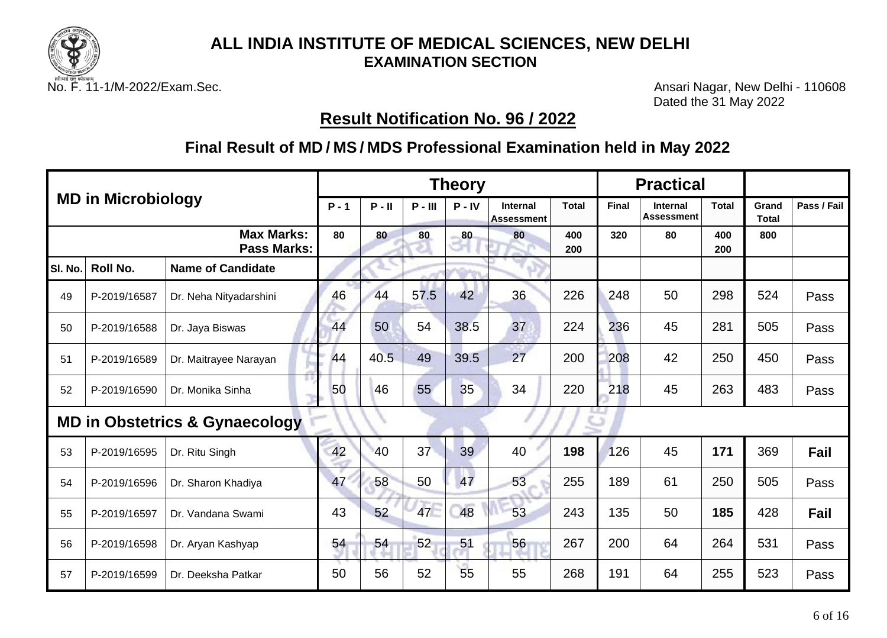# ALL INDIA INSTITUTE OF MEDICAL SCIENCES, NEW DELHI

## EXAMINATION SECTION

No. F. 11-1/M-2022/Exam.Sec.

Ansari Nagar, New Delhi - 110608
Dated the 31 May 2022

## Result Notification No. 96 / 2022

### Final Result of MD / MS / MDS Professional Examination held in May 2022

| MD in Microbiology | | | Theory | | | | | | Practical | | | | |
|---|---|---|---|---|---|---|---|---|---|---|---|---|---|
| | | | P - 1 | P - II | P - III | P - IV | Internal Assessment | Total | Final | Internal Assessment | Total | Grand Total | Pass / Fail |
| | | Max Marks: Pass Marks: | 80 | 80 | 80 | 80 | 80 | 400 200 | 320 | 80 | 400 200 | 800 | |
| Sl. No. | Roll No. | Name of Candidate | | | | | | | | | | | |
| 49 | P-2019/16587 | Dr. Neha Nityadarshini | 46 | 44 | 57.5 | 42 | 36 | 226 | 248 | 50 | 298 | 524 | Pass |
| 50 | P-2019/16588 | Dr. Jaya Biswas | 44 | 50 | 54 | 38.5 | 37 | 224 | 236 | 45 | 281 | 505 | Pass |
| 51 | P-2019/16589 | Dr. Maitrayee Narayan | 44 | 40.5 | 49 | 39.5 | 27 | 200 | 208 | 42 | 250 | 450 | Pass |
| 52 | P-2019/16590 | Dr. Monika Sinha | 50 | 46 | 55 | 35 | 34 | 220 | 218 | 45 | 263 | 483 | Pass |
| **MD in Obstetrics & Gynaecology** | | | | | | | | | | | | | |
| 53 | P-2019/16595 | Dr. Ritu Singh | 42 | 40 | 37 | 39 | 40 | **198** | 126 | 45 | **171** | 369 | **Fail** |
| 54 | P-2019/16596 | Dr. Sharon Khadiya | 47 | 58 | 50 | 47 | 53 | 255 | 189 | 61 | 250 | 505 | Pass |
| 55 | P-2019/16597 | Dr. Vandana Swami | 43 | 52 | 47 | 48 | 53 | 243 | 135 | 50 | **185** | 428 | **Fail** |
| 56 | P-2019/16598 | Dr. Aryan Kashyap | 54 | 54 | 52 | 51 | 56 | 267 | 200 | 64 | 264 | 531 | Pass |
| 57 | P-2019/16599 | Dr. Deeksha Patkar | 50 | 56 | 52 | 55 | 55 | 268 | 191 | 64 | 255 | 523 | Pass |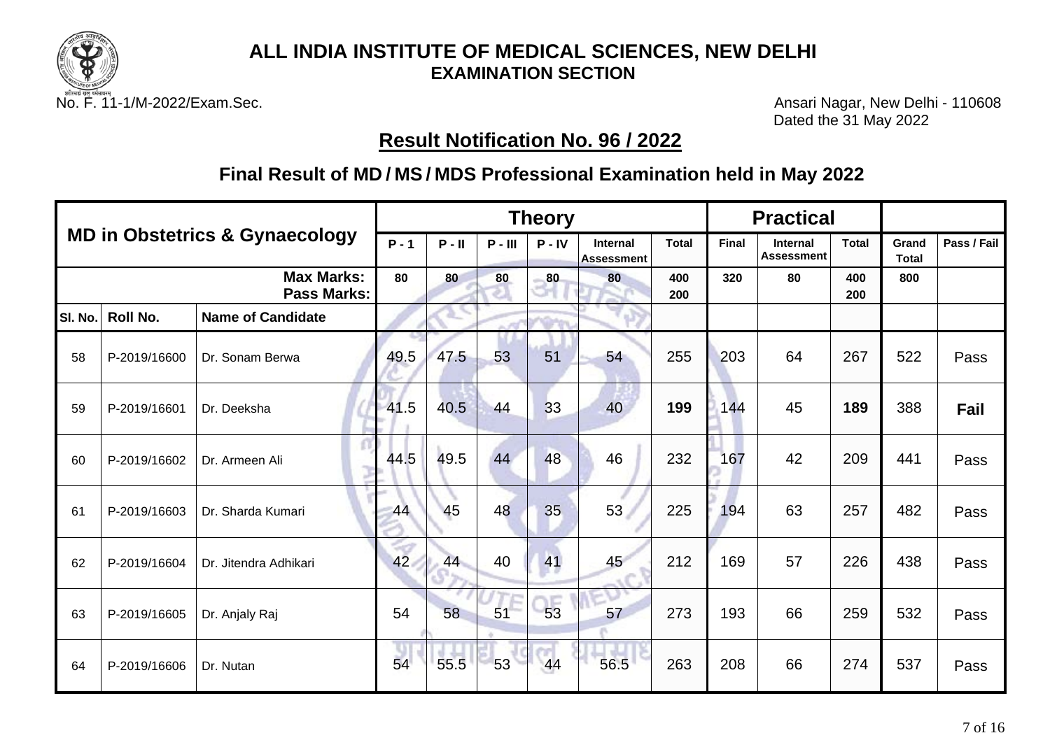# ALL INDIA INSTITUTE OF MEDICAL SCIENCES, NEW DELHI

## EXAMINATION SECTION

No. F. 11-1/M-2022/Exam.Sec.

Ansari Nagar, New Delhi - 110608
Dated the 31 May 2022

## Result Notification No. 96 / 2022

### Final Result of MD / MS / MDS Professional Examination held in May 2022

| MD in Obstetrics & Gynaecology | | | Theory | | | | | | Practical | | | | |
|---|---|---|---|---|---|---|---|---|---|---|---|---|---|
| | | | P - 1 | P - II | P - III | P - IV | Internal Assessment | Total | Final | Internal Assessment | Total | Grand Total | Pass / Fail |
| | | Max Marks: / Pass Marks: | 80 | 80 | 80 | 80 | 80 | 400 / 200 | 320 | 80 | 400 / 200 | 800 | |
| Sl. No. | Roll No. | Name of Candidate | | | | | | | | | | | |
| 58 | P-2019/16600 | Dr. Sonam Berwa | 49.5 | 47.5 | 53 | 51 | 54 | 255 | 203 | 64 | 267 | 522 | Pass |
| 59 | P-2019/16601 | Dr. Deeksha | 41.5 | 40.5 | 44 | 33 | 40 | **199** | 144 | 45 | **189** | 388 | **Fail** |
| 60 | P-2019/16602 | Dr. Armeen Ali | 44.5 | 49.5 | 44 | 48 | 46 | 232 | 167 | 42 | 209 | 441 | Pass |
| 61 | P-2019/16603 | Dr. Sharda Kumari | 44 | 45 | 48 | 35 | 53 | 225 | 194 | 63 | 257 | 482 | Pass |
| 62 | P-2019/16604 | Dr. Jitendra Adhikari | 42 | 44 | 40 | 41 | 45 | 212 | 169 | 57 | 226 | 438 | Pass |
| 63 | P-2019/16605 | Dr. Anjaly Raj | 54 | 58 | 51 | 53 | 57 | 273 | 193 | 66 | 259 | 532 | Pass |
| 64 | P-2019/16606 | Dr. Nutan | 54 | 55.5 | 53 | 44 | 56.5 | 263 | 208 | 66 | 274 | 537 | Pass |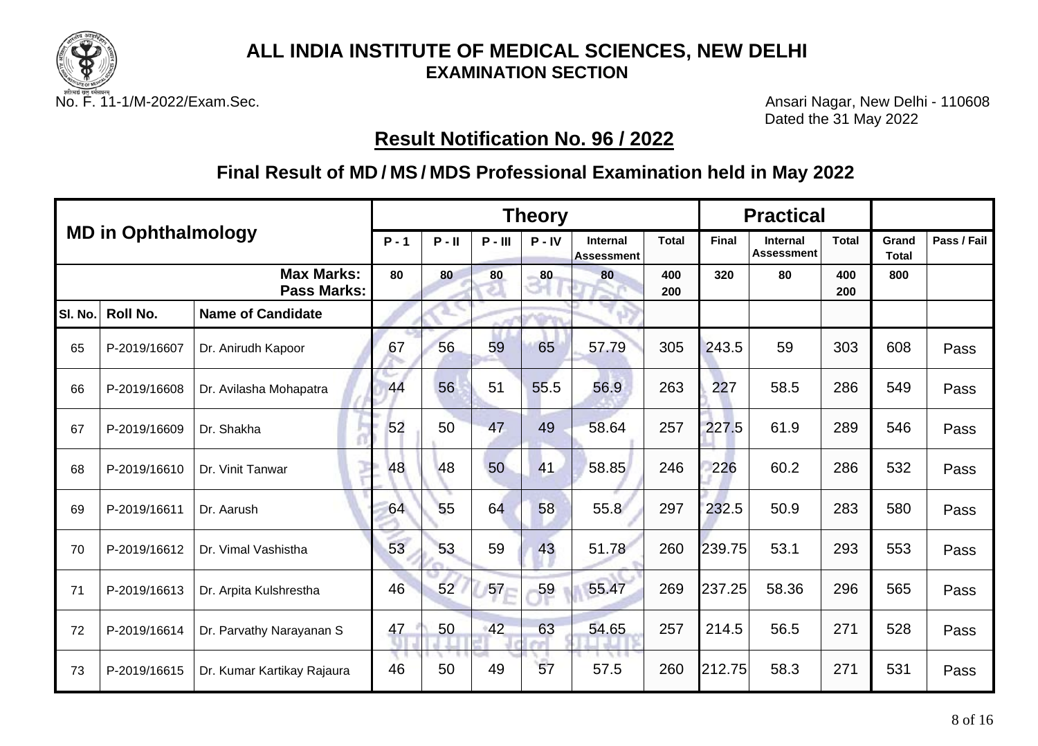# ALL INDIA INSTITUTE OF MEDICAL SCIENCES, NEW DELHI

## EXAMINATION SECTION

No. F. 11-1/M-2022/Exam.Sec.

Ansari Nagar, New Delhi - 110608
Dated the 31 May 2022

## Result Notification No. 96 / 2022

### Final Result of MD / MS / MDS Professional Examination held in May 2022

| MD in Ophthalmology | | | Theory | | | | | | Practical | | | | |
|---|---|---|---|---|---|---|---|---|---|---|---|---|---|
| | | | P - 1 | P - II | P - III | P - IV | Internal Assessment | Total | Final | Internal Assessment | Total | Grand Total | Pass / Fail |
| | | Max Marks: / Pass Marks: | 80 | 80 | 80 | 80 | 80 | 400 / 200 | 320 | 80 | 400 / 200 | 800 | |
| Sl. No. | Roll No. | Name of Candidate | | | | | | | | | | | |
| 65 | P-2019/16607 | Dr. Anirudh Kapoor | 67 | 56 | 59 | 65 | 57.79 | 305 | 243.5 | 59 | 303 | 608 | Pass |
| 66 | P-2019/16608 | Dr. Avilasha Mohapatra | 44 | 56 | 51 | 55.5 | 56.9 | 263 | 227 | 58.5 | 286 | 549 | Pass |
| 67 | P-2019/16609 | Dr. Shakha | 52 | 50 | 47 | 49 | 58.64 | 257 | 227.5 | 61.9 | 289 | 546 | Pass |
| 68 | P-2019/16610 | Dr. Vinit Tanwar | 48 | 48 | 50 | 41 | 58.85 | 246 | 226 | 60.2 | 286 | 532 | Pass |
| 69 | P-2019/16611 | Dr. Aarush | 64 | 55 | 64 | 58 | 55.8 | 297 | 232.5 | 50.9 | 283 | 580 | Pass |
| 70 | P-2019/16612 | Dr. Vimal Vashistha | 53 | 53 | 59 | 43 | 51.78 | 260 | 239.75 | 53.1 | 293 | 553 | Pass |
| 71 | P-2019/16613 | Dr. Arpita Kulshrestha | 46 | 52 | 57 | 59 | 55.47 | 269 | 237.25 | 58.36 | 296 | 565 | Pass |
| 72 | P-2019/16614 | Dr. Parvathy Narayanan S | 47 | 50 | 42 | 63 | 54.65 | 257 | 214.5 | 56.5 | 271 | 528 | Pass |
| 73 | P-2019/16615 | Dr. Kumar Kartikay Rajaura | 46 | 50 | 49 | 57 | 57.5 | 260 | 212.75 | 58.3 | 271 | 531 | Pass |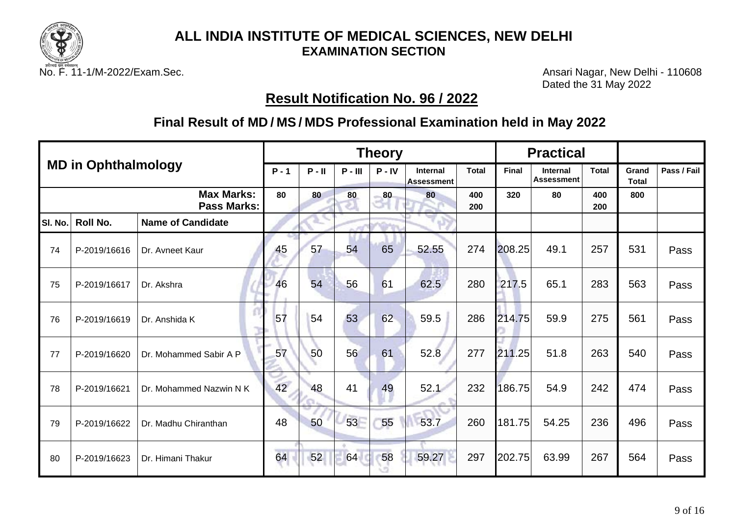# ALL INDIA INSTITUTE OF MEDICAL SCIENCES, NEW DELHI
## EXAMINATION SECTION

No. F. 11-1/M-2022/Exam.Sec.

Ansari Nagar, New Delhi - 110608
Dated the 31 May 2022

## Result Notification No. 96 / 2022

### Final Result of MD / MS / MDS Professional Examination held in May 2022

| MD in Ophthalmology | | | Theory | | | | | | Practical | | | | |
|---|---|---|---|---|---|---|---|---|---|---|---|---|---|
| | | | P - 1 | P - II | P - III | P - IV | Internal Assessment | Total | Final | Internal Assessment | Total | Grand Total | Pass / Fail |
| | | Max Marks: / Pass Marks: | 80 | 80 | 80 | 80 | 80 | 400 / 200 | 320 | 80 | 400 / 200 | 800 | |
| Sl. No. | Roll No. | Name of Candidate | | | | | | | | | | | |
| 74 | P-2019/16616 | Dr. Avneet Kaur | 45 | 57 | 54 | 65 | 52.55 | 274 | 208.25 | 49.1 | 257 | 531 | Pass |
| 75 | P-2019/16617 | Dr. Akshra | 46 | 54 | 56 | 61 | 62.5 | 280 | 217.5 | 65.1 | 283 | 563 | Pass |
| 76 | P-2019/16619 | Dr. Anshida K | 57 | 54 | 53 | 62 | 59.5 | 286 | 214.75 | 59.9 | 275 | 561 | Pass |
| 77 | P-2019/16620 | Dr. Mohammed Sabir A P | 57 | 50 | 56 | 61 | 52.8 | 277 | 211.25 | 51.8 | 263 | 540 | Pass |
| 78 | P-2019/16621 | Dr. Mohammed Nazwin N K | 42 | 48 | 41 | 49 | 52.1 | 232 | 186.75 | 54.9 | 242 | 474 | Pass |
| 79 | P-2019/16622 | Dr. Madhu Chiranthan | 48 | 50 | 53 | 55 | 53.7 | 260 | 181.75 | 54.25 | 236 | 496 | Pass |
| 80 | P-2019/16623 | Dr. Himani Thakur | 64 | 52 | 64 | 58 | 59.27 | 297 | 202.75 | 63.99 | 267 | 564 | Pass |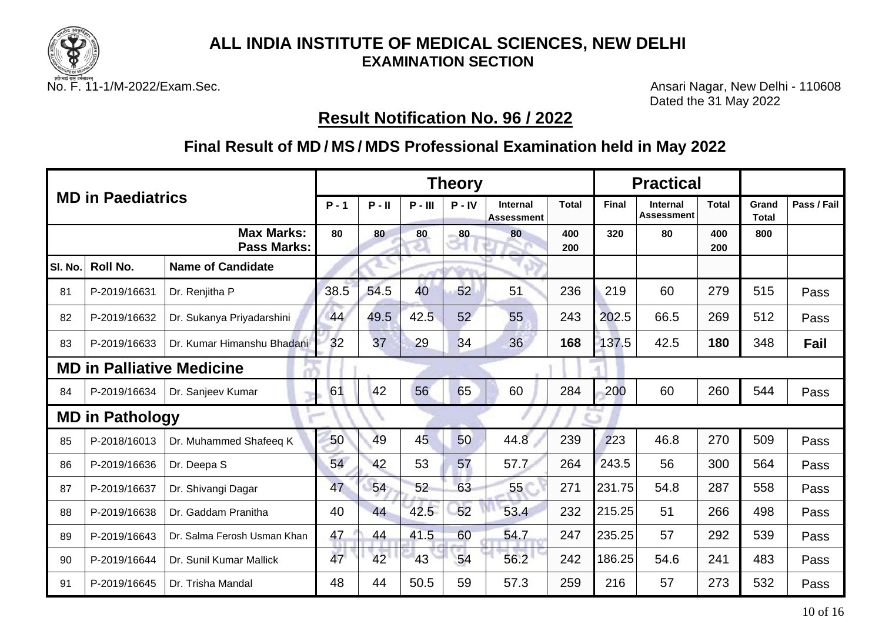# ALL INDIA INSTITUTE OF MEDICAL SCIENCES, NEW DELHI

## EXAMINATION SECTION

No. F. 11-1/M-2022/Exam.Sec.

Ansari Nagar, New Delhi - 110608
Dated the 31 May 2022

## Result Notification No. 96 / 2022

### Final Result of MD / MS / MDS Professional Examination held in May 2022

| MD in Paediatrics | | | Theory | | | | | | Practical | | | | |
|---|---|---|---|---|---|---|---|---|---|---|---|---|---|
| | | | P - 1 | P - II | P - III | P - IV | Internal Assessment | Total | Final | Internal Assessment | Total | Grand Total | Pass / Fail |
| | | Max Marks: / Pass Marks: | 80 | 80 | 80 | 80 | 80 | 400 / 200 | 320 | 80 | 400 / 200 | 800 | |
| Sl. No. | Roll No. | Name of Candidate | | | | | | | | | | | |
| 81 | P-2019/16631 | Dr. Renjitha P | 38.5 | 54.5 | 40 | 52 | 51 | 236 | 219 | 60 | 279 | 515 | Pass |
| 82 | P-2019/16632 | Dr. Sukanya Priyadarshini | 44 | 49.5 | 42.5 | 52 | 55 | 243 | 202.5 | 66.5 | 269 | 512 | Pass |
| 83 | P-2019/16633 | Dr. Kumar Himanshu Bhadani | 32 | 37 | 29 | 34 | 36 | **168** | 137.5 | 42.5 | **180** | 348 | **Fail** |
| **MD in Palliative Medicine** | | | | | | | | | | | | | |
| 84 | P-2019/16634 | Dr. Sanjeev Kumar | 61 | 42 | 56 | 65 | 60 | 284 | 200 | 60 | 260 | 544 | Pass |
| **MD in Pathology** | | | | | | | | | | | | | |
| 85 | P-2018/16013 | Dr. Muhammed Shafeeq K | 50 | 49 | 45 | 50 | 44.8 | 239 | 223 | 46.8 | 270 | 509 | Pass |
| 86 | P-2019/16636 | Dr. Deepa S | 54 | 42 | 53 | 57 | 57.7 | 264 | 243.5 | 56 | 300 | 564 | Pass |
| 87 | P-2019/16637 | Dr. Shivangi Dagar | 47 | 54 | 52 | 63 | 55 | 271 | 231.75 | 54.8 | 287 | 558 | Pass |
| 88 | P-2019/16638 | Dr. Gaddam Pranitha | 40 | 44 | 42.5 | 52 | 53.4 | 232 | 215.25 | 51 | 266 | 498 | Pass |
| 89 | P-2019/16643 | Dr. Salma Ferosh Usman Khan | 47 | 44 | 41.5 | 60 | 54.7 | 247 | 235.25 | 57 | 292 | 539 | Pass |
| 90 | P-2019/16644 | Dr. Sunil Kumar Mallick | 47 | 42 | 43 | 54 | 56.2 | 242 | 186.25 | 54.6 | 241 | 483 | Pass |
| 91 | P-2019/16645 | Dr. Trisha Mandal | 48 | 44 | 50.5 | 59 | 57.3 | 259 | 216 | 57 | 273 | 532 | Pass |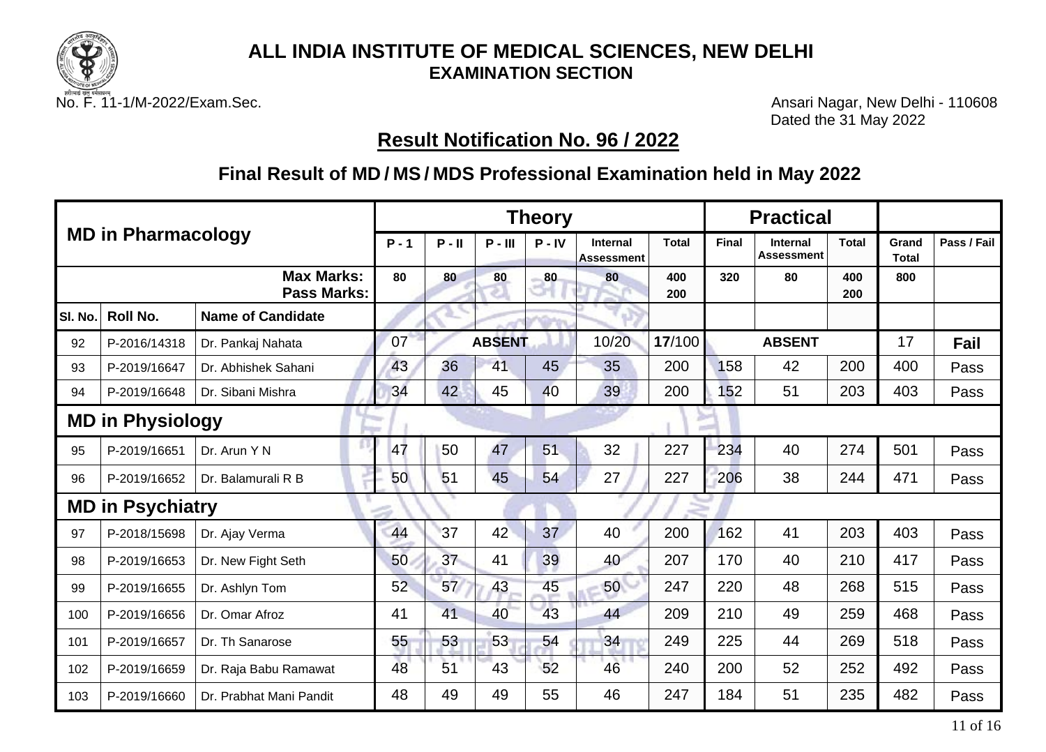# ALL INDIA INSTITUTE OF MEDICAL SCIENCES, NEW DELHI
## EXAMINATION SECTION

No. F. 11-1/M-2022/Exam.Sec.

Ansari Nagar, New Delhi - 110608
Dated the 31 May 2022

## Result Notification No. 96 / 2022

### Final Result of MD / MS / MDS Professional Examination held in May 2022

| MD in Pharmacology | | | Theory | | | | | | Practical | | | | |
|---|---|---|---|---|---|---|---|---|---|---|---|---|---|
| | | | P - 1 | P - II | P - III | P - IV | Internal Assessment | Total | Final | Internal Assessment | Total | Grand Total | Pass / Fail |
| | | Max Marks: / Pass Marks: | 80 | 80 | 80 | 80 | 80 | 400 / 200 | 320 | 80 | 400 / 200 | 800 | |
| Sl. No. | Roll No. | Name of Candidate | | | | | | | | | | | |
| 92 | P-2016/14318 | Dr. Pankaj Nahata | 07 | ABSENT | | | 10/20 | 17/100 | ABSENT | | | 17 | **Fail** |
| 93 | P-2019/16647 | Dr. Abhishek Sahani | 43 | 36 | 41 | 45 | 35 | 200 | 158 | 42 | 200 | 400 | Pass |
| 94 | P-2019/16648 | Dr. Sibani Mishra | 34 | 42 | 45 | 40 | 39 | 200 | 152 | 51 | 203 | 403 | Pass |
| **MD in Physiology** | | | | | | | | | | | | | |
| 95 | P-2019/16651 | Dr. Arun Y N | 47 | 50 | 47 | 51 | 32 | 227 | 234 | 40 | 274 | 501 | Pass |
| 96 | P-2019/16652 | Dr. Balamurali R B | 50 | 51 | 45 | 54 | 27 | 227 | 206 | 38 | 244 | 471 | Pass |
| **MD in Psychiatry** | | | | | | | | | | | | | |
| 97 | P-2018/15698 | Dr. Ajay Verma | 44 | 37 | 42 | 37 | 40 | 200 | 162 | 41 | 203 | 403 | Pass |
| 98 | P-2019/16653 | Dr. New Fight Seth | 50 | 37 | 41 | 39 | 40 | 207 | 170 | 40 | 210 | 417 | Pass |
| 99 | P-2019/16655 | Dr. Ashlyn Tom | 52 | 57 | 43 | 45 | 50 | 247 | 220 | 48 | 268 | 515 | Pass |
| 100 | P-2019/16656 | Dr. Omar Afroz | 41 | 41 | 40 | 43 | 44 | 209 | 210 | 49 | 259 | 468 | Pass |
| 101 | P-2019/16657 | Dr. Th Sanarose | 55 | 53 | 53 | 54 | 34 | 249 | 225 | 44 | 269 | 518 | Pass |
| 102 | P-2019/16659 | Dr. Raja Babu Ramawat | 48 | 51 | 43 | 52 | 46 | 240 | 200 | 52 | 252 | 492 | Pass |
| 103 | P-2019/16660 | Dr. Prabhat Mani Pandit | 48 | 49 | 49 | 55 | 46 | 247 | 184 | 51 | 235 | 482 | Pass |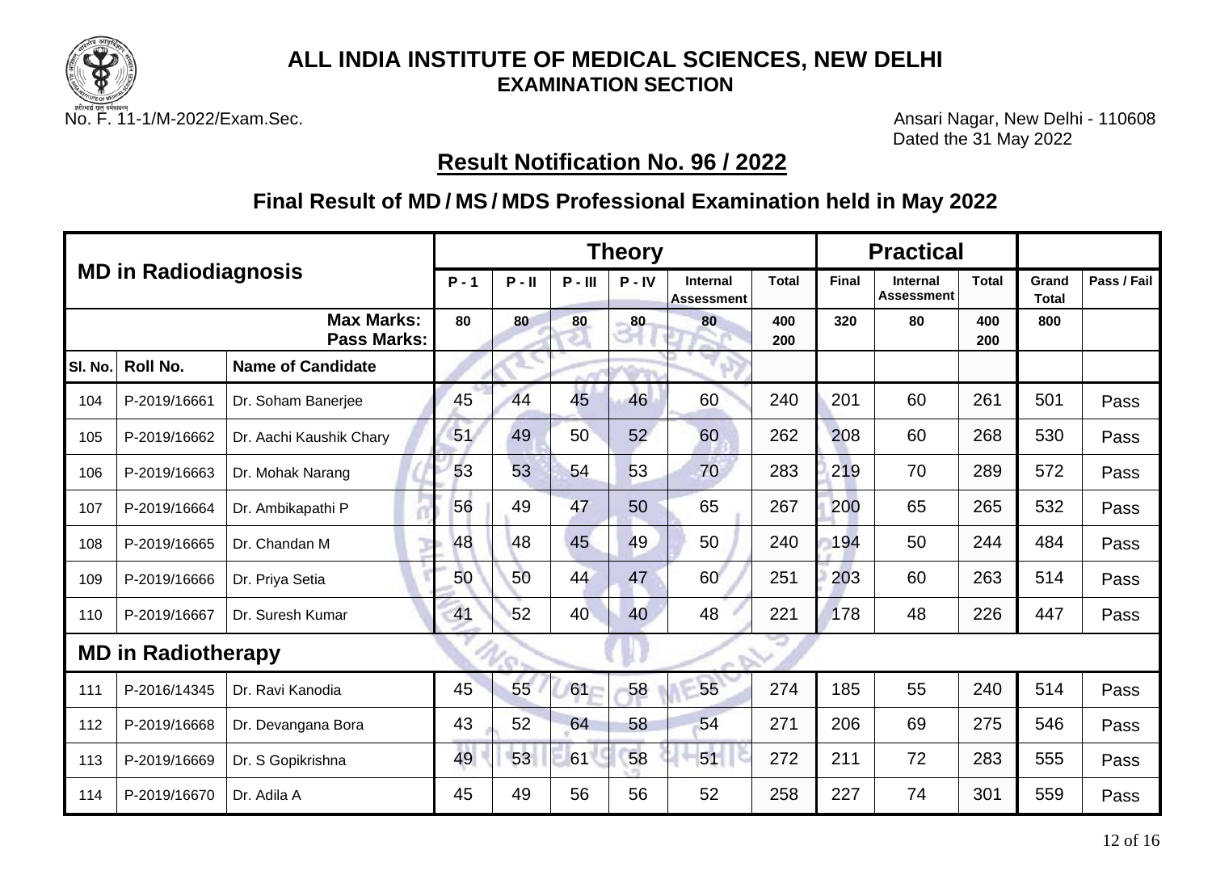# ALL INDIA INSTITUTE OF MEDICAL SCIENCES, NEW DELHI

## EXAMINATION SECTION

No. F. 11-1/M-2022/Exam.Sec.

Ansari Nagar, New Delhi - 110608
Dated the 31 May 2022

## Result Notification No. 96 / 2022

### Final Result of MD / MS / MDS Professional Examination held in May 2022

| MD in Radiodiagnosis | | | Theory | | | | | | Practical | | | | |
|---|---|---|---|---|---|---|---|---|---|---|---|---|---|
| | | | P - I | P - II | P - III | P - IV | Internal Assessment | Total | Final | Internal Assessment | Total | Grand Total | Pass / Fail |
| | | Max Marks: / Pass Marks: | 80 | 80 | 80 | 80 | 80 | 400 / 200 | 320 | 80 | 400 / 200 | 800 | |
| Sl. No. | Roll No. | Name of Candidate | | | | | | | | | | | |
| 104 | P-2019/16661 | Dr. Soham Banerjee | 45 | 44 | 45 | 46 | 60 | 240 | 201 | 60 | 261 | 501 | Pass |
| 105 | P-2019/16662 | Dr. Aachi Kaushik Chary | 51 | 49 | 50 | 52 | 60 | 262 | 208 | 60 | 268 | 530 | Pass |
| 106 | P-2019/16663 | Dr. Mohak Narang | 53 | 53 | 54 | 53 | 70 | 283 | 219 | 70 | 289 | 572 | Pass |
| 107 | P-2019/16664 | Dr. Ambikapathi P | 56 | 49 | 47 | 50 | 65 | 267 | 200 | 65 | 265 | 532 | Pass |
| 108 | P-2019/16665 | Dr. Chandan M | 48 | 48 | 45 | 49 | 50 | 240 | 194 | 50 | 244 | 484 | Pass |
| 109 | P-2019/16666 | Dr. Priya Setia | 50 | 50 | 44 | 47 | 60 | 251 | 203 | 60 | 263 | 514 | Pass |
| 110 | P-2019/16667 | Dr. Suresh Kumar | 41 | 52 | 40 | 40 | 48 | 221 | 178 | 48 | 226 | 447 | Pass |
| **MD in Radiotherapy** | | | | | | | | | | | | | |
| 111 | P-2016/14345 | Dr. Ravi Kanodia | 45 | 55 | 61 | 58 | 55 | 274 | 185 | 55 | 240 | 514 | Pass |
| 112 | P-2019/16668 | Dr. Devangana Bora | 43 | 52 | 64 | 58 | 54 | 271 | 206 | 69 | 275 | 546 | Pass |
| 113 | P-2019/16669 | Dr. S Gopikrishna | 49 | 53 | 61 | 58 | 51 | 272 | 211 | 72 | 283 | 555 | Pass |
| 114 | P-2019/16670 | Dr. Adila A | 45 | 49 | 56 | 56 | 52 | 258 | 227 | 74 | 301 | 559 | Pass |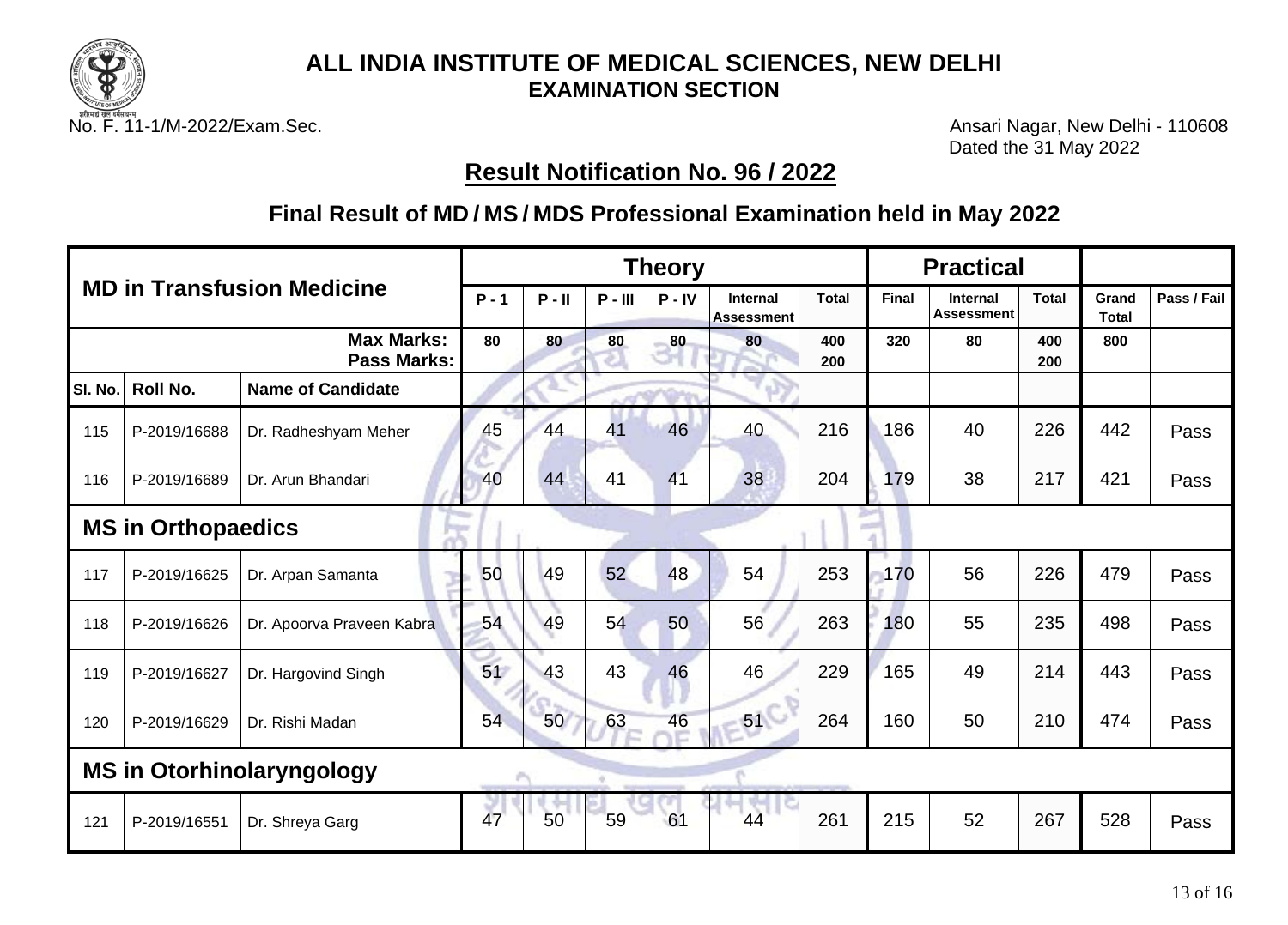# ALL INDIA INSTITUTE OF MEDICAL SCIENCES, NEW DELHI

## EXAMINATION SECTION

No. F. 11-1/M-2022/Exam.Sec.

Ansari Nagar, New Delhi - 110608
Dated the 31 May 2022

## Result Notification No. 96 / 2022

### Final Result of MD / MS / MDS Professional Examination held in May 2022

| MD in Transfusion Medicine | | | Theory | | | | | | Practical | | | | |
|---|---|---|---|---|---|---|---|---|---|---|---|---|---|
| | | | P - 1 | P - II | P - III | P - IV | Internal Assessment | Total | Final | Internal Assessment | Total | Grand Total | Pass / Fail |
| | | Max Marks: / Pass Marks: | 80 | 80 | 80 | 80 | 80 | 400 / 200 | 320 | 80 | 400 / 200 | 800 | |
| Sl. No. | Roll No. | Name of Candidate | | | | | | | | | | | |
| 115 | P-2019/16688 | Dr. Radheshyam Meher | 45 | 44 | 41 | 46 | 40 | 216 | 186 | 40 | 226 | 442 | Pass |
| 116 | P-2019/16689 | Dr. Arun Bhandari | 40 | 44 | 41 | 41 | 38 | 204 | 179 | 38 | 217 | 421 | Pass |
| **MS in Orthopaedics** | | | | | | | | | | | | | |
| 117 | P-2019/16625 | Dr. Arpan Samanta | 50 | 49 | 52 | 48 | 54 | 253 | 170 | 56 | 226 | 479 | Pass |
| 118 | P-2019/16626 | Dr. Apoorva Praveen Kabra | 54 | 49 | 54 | 50 | 56 | 263 | 180 | 55 | 235 | 498 | Pass |
| 119 | P-2019/16627 | Dr. Hargovind Singh | 51 | 43 | 43 | 46 | 46 | 229 | 165 | 49 | 214 | 443 | Pass |
| 120 | P-2019/16629 | Dr. Rishi Madan | 54 | 50 | 63 | 46 | 51 | 264 | 160 | 50 | 210 | 474 | Pass |
| **MS in Otorhinolaryngology** | | | | | | | | | | | | | |
| 121 | P-2019/16551 | Dr. Shreya Garg | 47 | 50 | 59 | 61 | 44 | 261 | 215 | 52 | 267 | 528 | Pass |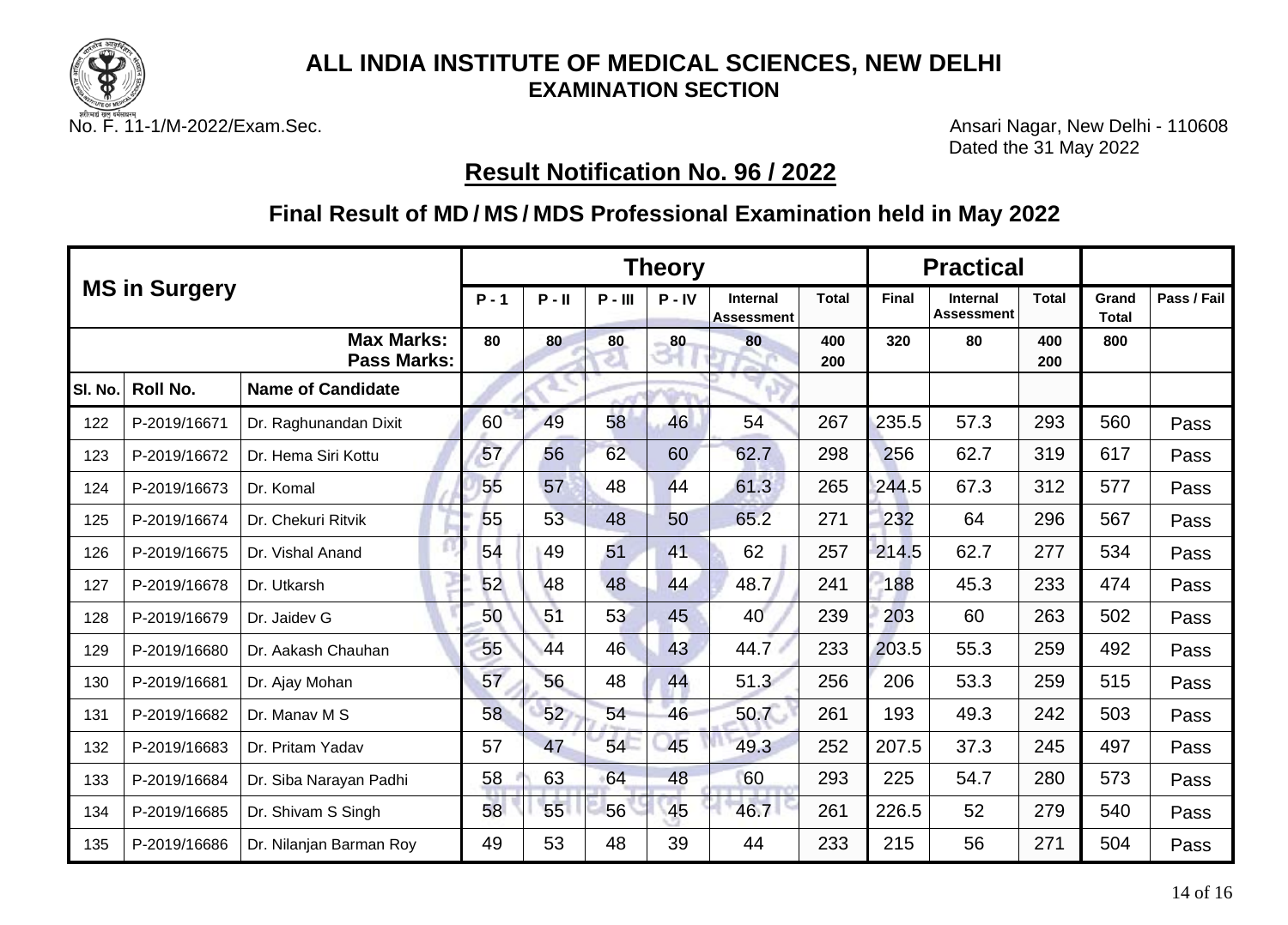# ALL INDIA INSTITUTE OF MEDICAL SCIENCES, NEW DELHI

## EXAMINATION SECTION

No. F. 11-1/M-2022/Exam.Sec.

Ansari Nagar, New Delhi - 110608
Dated the 31 May 2022

## Result Notification No. 96 / 2022

### Final Result of MD / MS / MDS Professional Examination held in May 2022

| MS in Surgery | | | Theory | | | | | | Practical | | | | |
|---|---|---|---|---|---|---|---|---|---|---|---|---|---|
| | | | P - 1 | P - II | P - III | P - IV | Internal Assessment | Total | Final | Internal Assessment | Total | Grand Total | Pass / Fail |
| | | Max Marks: / Pass Marks: | 80 | 80 | 80 | 80 | 80 | 400 / 200 | 320 | 80 | 400 / 200 | 800 | |
| Sl. No. | Roll No. | Name of Candidate | | | | | | | | | | | |
| 122 | P-2019/16671 | Dr. Raghunandan Dixit | 60 | 49 | 58 | 46 | 54 | 267 | 235.5 | 57.3 | 293 | 560 | Pass |
| 123 | P-2019/16672 | Dr. Hema Siri Kottu | 57 | 56 | 62 | 60 | 62.7 | 298 | 256 | 62.7 | 319 | 617 | Pass |
| 124 | P-2019/16673 | Dr. Komal | 55 | 57 | 48 | 44 | 61.3 | 265 | 244.5 | 67.3 | 312 | 577 | Pass |
| 125 | P-2019/16674 | Dr. Chekuri Ritvik | 55 | 53 | 48 | 50 | 65.2 | 271 | 232 | 64 | 296 | 567 | Pass |
| 126 | P-2019/16675 | Dr. Vishal Anand | 54 | 49 | 51 | 41 | 62 | 257 | 214.5 | 62.7 | 277 | 534 | Pass |
| 127 | P-2019/16678 | Dr. Utkarsh | 52 | 48 | 48 | 44 | 48.7 | 241 | 188 | 45.3 | 233 | 474 | Pass |
| 128 | P-2019/16679 | Dr. Jaidev G | 50 | 51 | 53 | 45 | 40 | 239 | 203 | 60 | 263 | 502 | Pass |
| 129 | P-2019/16680 | Dr. Aakash Chauhan | 55 | 44 | 46 | 43 | 44.7 | 233 | 203.5 | 55.3 | 259 | 492 | Pass |
| 130 | P-2019/16681 | Dr. Ajay Mohan | 57 | 56 | 48 | 44 | 51.3 | 256 | 206 | 53.3 | 259 | 515 | Pass |
| 131 | P-2019/16682 | Dr. Manav M S | 58 | 52 | 54 | 46 | 50.7 | 261 | 193 | 49.3 | 242 | 503 | Pass |
| 132 | P-2019/16683 | Dr. Pritam Yadav | 57 | 47 | 54 | 45 | 49.3 | 252 | 207.5 | 37.3 | 245 | 497 | Pass |
| 133 | P-2019/16684 | Dr. Siba Narayan Padhi | 58 | 63 | 64 | 48 | 60 | 293 | 225 | 54.7 | 280 | 573 | Pass |
| 134 | P-2019/16685 | Dr. Shivam S Singh | 58 | 55 | 56 | 45 | 46.7 | 261 | 226.5 | 52 | 279 | 540 | Pass |
| 135 | P-2019/16686 | Dr. Nilanjan Barman Roy | 49 | 53 | 48 | 39 | 44 | 233 | 215 | 56 | 271 | 504 | Pass |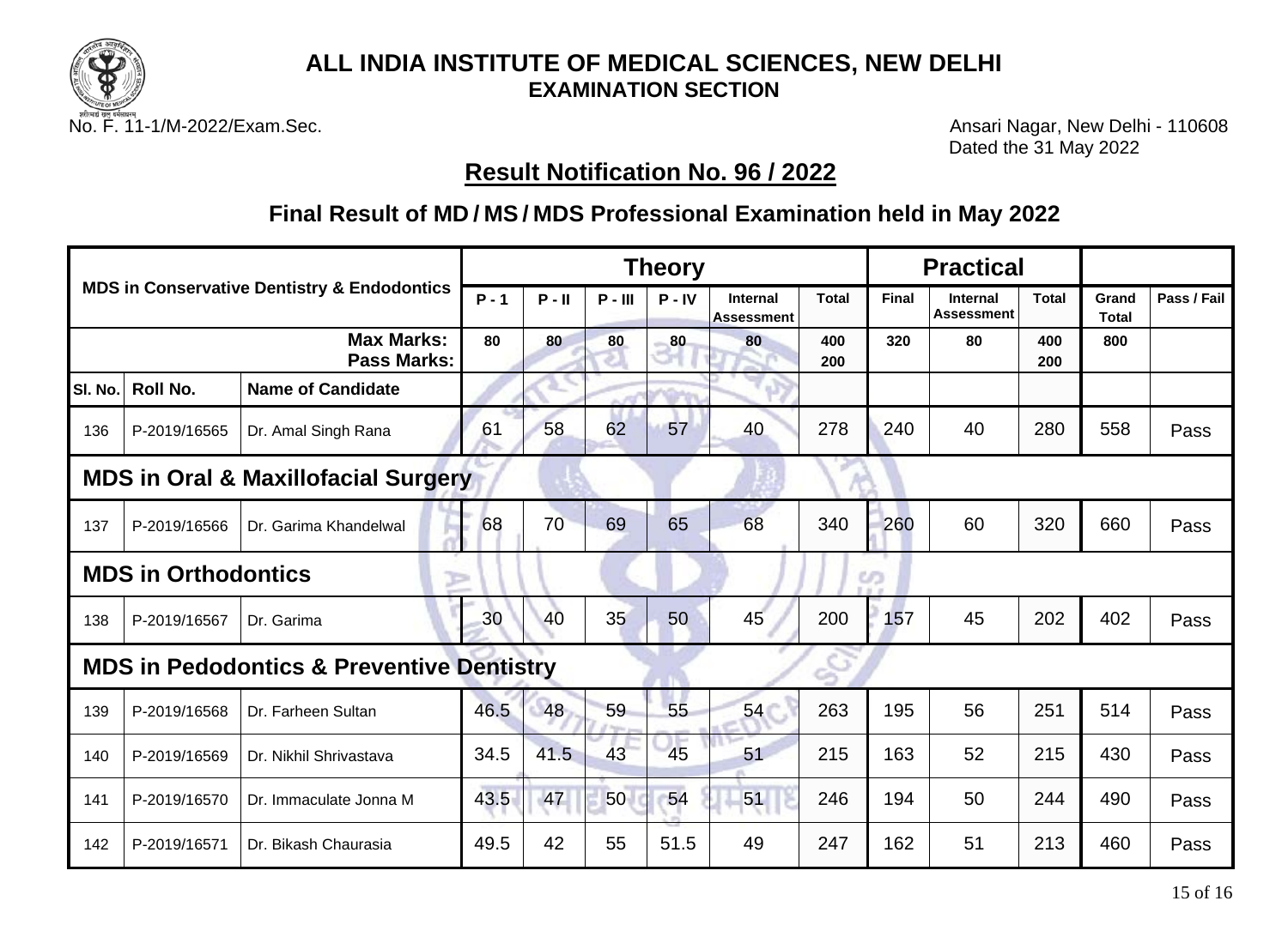# ALL INDIA INSTITUTE OF MEDICAL SCIENCES, NEW DELHI

## EXAMINATION SECTION

No. F. 11-1/M-2022/Exam.Sec.

Ansari Nagar, New Delhi - 110608
Dated the 31 May 2022

## Result Notification No. 96 / 2022

### Final Result of MD / MS / MDS Professional Examination held in May 2022

| MDS in Conservative Dentistry & Endodontics | | | Theory | | | | | | Practical | | | | |
|---|---|---|---|---|---|---|---|---|---|---|---|---|---|
| | | | P - 1 | P - II | P - III | P - IV | Internal Assessment | Total | Final | Internal Assessment | Total | Grand Total | Pass / Fail |
| | | Max Marks: / Pass Marks: | 80 | 80 | 80 | 80 | 80 | 400 / 200 | 320 | 80 | 400 / 200 | 800 | |
| Sl. No. | Roll No. | Name of Candidate | | | | | | | | | | | |
| 136 | P-2019/16565 | Dr. Amal Singh Rana | 61 | 58 | 62 | 57 | 40 | 278 | 240 | 40 | 280 | 558 | Pass |
| **MDS in Oral & Maxillofacial Surgery** | | | | | | | | | | | | | |
| 137 | P-2019/16566 | Dr. Garima Khandelwal | 68 | 70 | 69 | 65 | 68 | 340 | 260 | 60 | 320 | 660 | Pass |
| **MDS in Orthodontics** | | | | | | | | | | | | | |
| 138 | P-2019/16567 | Dr. Garima | 30 | 40 | 35 | 50 | 45 | 200 | 157 | 45 | 202 | 402 | Pass |
| **MDS in Pedodontics & Preventive Dentistry** | | | | | | | | | | | | | |
| 139 | P-2019/16568 | Dr. Farheen Sultan | 46.5 | 48 | 59 | 55 | 54 | 263 | 195 | 56 | 251 | 514 | Pass |
| 140 | P-2019/16569 | Dr. Nikhil Shrivastava | 34.5 | 41.5 | 43 | 45 | 51 | 215 | 163 | 52 | 215 | 430 | Pass |
| 141 | P-2019/16570 | Dr. Immaculate Jonna M | 43.5 | 47 | 50 | 54 | 51 | 246 | 194 | 50 | 244 | 490 | Pass |
| 142 | P-2019/16571 | Dr. Bikash Chaurasia | 49.5 | 42 | 55 | 51.5 | 49 | 247 | 162 | 51 | 213 | 460 | Pass |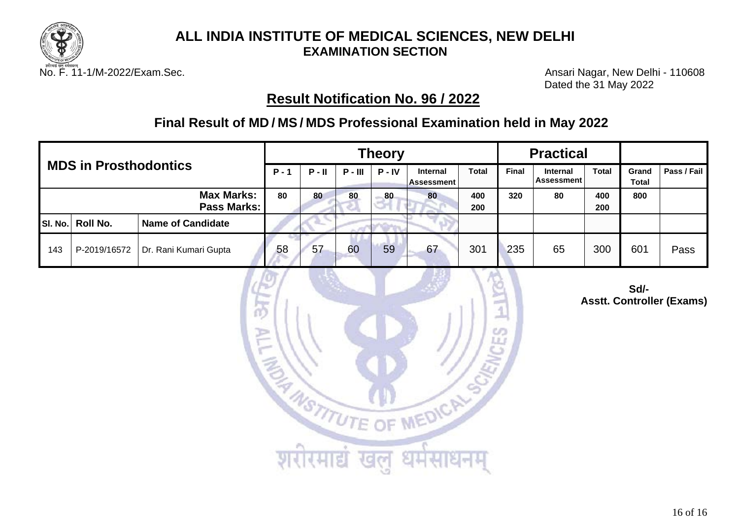# ALL INDIA INSTITUTE OF MEDICAL SCIENCES, NEW DELHI

## EXAMINATION SECTION

No. F. 11-1/M-2022/Exam.Sec.

Ansari Nagar, New Delhi - 110608
Dated the 31 May 2022

## Result Notification No. 96 / 2022

### Final Result of MD / MS / MDS Professional Examination held in May 2022

| MDS in Prosthodontics | | | Theory | | | | | | Practical | | | | |
|---|---|---|---|---|---|---|---|---|---|---|---|---|---|
| | | | P - 1 | P - II | P - III | P - IV | Internal Assessment | Total | Final | Internal Assessment | Total | Grand Total | Pass / Fail |
| | | Max Marks: / Pass Marks: | 80 | 80 | 80 | 80 | 80 | 400 / 200 | 320 | 80 | 400 / 200 | 800 | |
| Sl. No. | Roll No. | Name of Candidate | | | | | | | | | | | |
| 143 | P-2019/16572 | Dr. Rani Kumari Gupta | 58 | 57 | 60 | 59 | 67 | 301 | 235 | 65 | 300 | 601 | Pass |

**Sd/-**
**Asstt. Controller (Exams)**